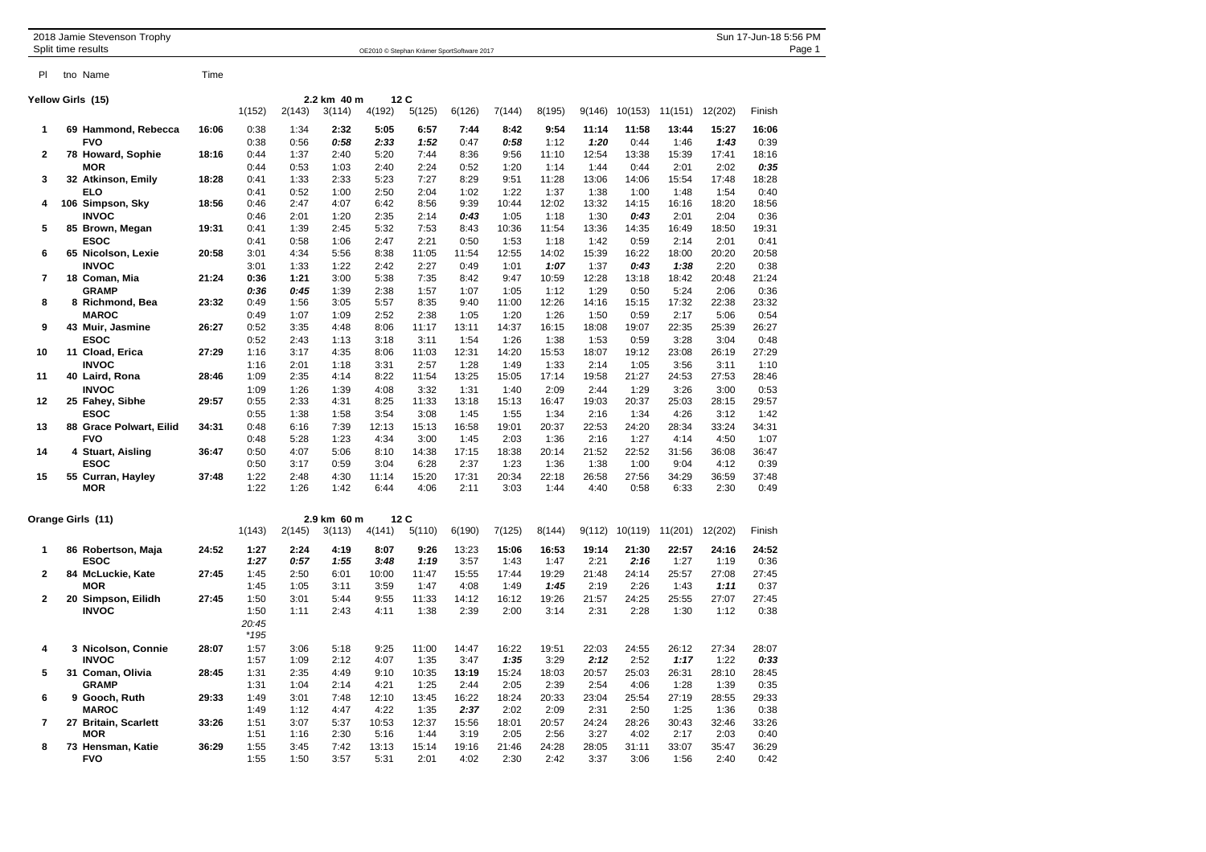2018 Jamie Stevenson Trophy
Split time results

OE2010 © Stephan Krämer SportSoftware 2017

Sun 17-Jun-18 5:56 PM

## Yellow Girls (15)

2.2 km 40 m 12 C

| Pl | tno Name | Time | 1(152) | 2(143) | 3(114) | 4(192) | 5(125) | 6(126) | 7(144) | 8(195) | 9(146) | 10(153) | 11(151) | 12(202) | Finish |
|---|---|---|---|---|---|---|---|---|---|---|---|---|---|---|---|
| 1 | 69 Hammond, Rebecca | 16:06 | 0:38 | 1:34 | 2:32 | 5:05 | 6:57 | 7:44 | 8:42 | 9:54 | 11:14 | 11:58 | 13:44 | 15:27 | 16:06 |
| | FVO | | 0:38 | 0:56 | *0:58* | *2:33* | *1:52* | 0:47 | *0:58* | 1:12 | *1:20* | 0:44 | 1:46 | *1:43* | 0:39 |
| 2 | 78 Howard, Sophie | 18:16 | 0:44 | 1:37 | 2:40 | 5:20 | 7:44 | 8:36 | 9:56 | 11:10 | 12:54 | 13:38 | 15:39 | 17:41 | 18:16 |
| | MOR | | 0:44 | 0:53 | 1:03 | 2:40 | 2:24 | 0:52 | 1:20 | 1:14 | 1:44 | 0:44 | 2:01 | 2:02 | *0:35* |
| 3 | 32 Atkinson, Emily | 18:28 | 0:41 | 1:33 | 2:33 | 5:23 | 7:27 | 8:29 | 9:51 | 11:28 | 13:06 | 14:06 | 15:54 | 17:48 | 18:28 |
| | ELO | | 0:41 | 0:52 | 1:00 | 2:50 | 2:04 | 1:02 | 1:22 | 1:37 | 1:38 | 1:00 | 1:48 | 1:54 | 0:40 |
| 4 | 106 Simpson, Sky | 18:56 | 0:46 | 2:47 | 4:07 | 6:42 | 8:56 | 9:39 | 10:44 | 12:02 | 13:32 | 14:15 | 16:16 | 18:20 | 18:56 |
| | INVOC | | 0:46 | 2:01 | 1:20 | 2:35 | 2:14 | *0:43* | 1:05 | 1:18 | 1:30 | *0:43* | 2:01 | 2:04 | 0:36 |
| 5 | 85 Brown, Megan | 19:31 | 0:41 | 1:39 | 2:45 | 5:32 | 7:53 | 8:43 | 10:36 | 11:54 | 13:36 | 14:35 | 16:49 | 18:50 | 19:31 |
| | ESOC | | 0:41 | 0:58 | 1:06 | 2:47 | 2:21 | 0:50 | 1:53 | 1:18 | 1:42 | 0:59 | 2:14 | 2:01 | 0:41 |
| 6 | 65 Nicolson, Lexie | 20:58 | 3:01 | 4:34 | 5:56 | 8:38 | 11:05 | 11:54 | 12:55 | 14:02 | 15:39 | 16:22 | 18:00 | 20:20 | 20:58 |
| | INVOC | | 3:01 | 1:33 | 1:22 | 2:42 | 2:27 | 0:49 | 1:01 | *1:07* | 1:37 | *0:43* | *1:38* | 2:20 | 0:38 |
| 7 | 18 Coman, Mia | 21:24 | **0:36** | **1:21** | 3:00 | 5:38 | 7:35 | 8:42 | 9:47 | 10:59 | 12:28 | 13:18 | 18:42 | 20:48 | 21:24 |
| | GRAMP | | *0:36* | *0:45* | 1:39 | 2:38 | 1:57 | 1:07 | 1:05 | 1:12 | 1:29 | 0:50 | 5:24 | 2:06 | 0:36 |
| 8 | 8 Richmond, Bea | 23:32 | 0:49 | 1:56 | 3:05 | 5:57 | 8:35 | 9:40 | 11:00 | 12:26 | 14:16 | 15:15 | 17:32 | 22:38 | 23:32 |
| | MAROC | | 0:49 | 1:07 | 1:09 | 2:52 | 2:38 | 1:05 | 1:20 | 1:26 | 1:50 | 0:59 | 2:17 | 5:06 | 0:54 |
| 9 | 43 Muir, Jasmine | 26:27 | 0:52 | 3:35 | 4:48 | 8:06 | 11:17 | 13:11 | 14:37 | 16:15 | 18:08 | 19:07 | 22:35 | 25:39 | 26:27 |
| | ESOC | | 0:52 | 2:43 | 1:13 | 3:18 | 3:11 | 1:54 | 1:26 | 1:38 | 1:53 | 0:59 | 3:28 | 3:04 | 0:48 |
| 10 | 11 Cload, Erica | 27:29 | 1:16 | 3:17 | 4:35 | 8:06 | 11:03 | 12:31 | 14:20 | 15:53 | 18:07 | 19:12 | 23:08 | 26:19 | 27:29 |
| | INVOC | | 1:16 | 2:01 | 1:18 | 3:31 | 2:57 | 1:28 | 1:49 | 1:33 | 2:14 | 1:05 | 3:56 | 3:11 | 1:10 |
| 11 | 40 Laird, Rona | 28:46 | 1:09 | 2:35 | 4:14 | 8:22 | 11:54 | 13:25 | 15:05 | 17:14 | 19:58 | 21:27 | 24:53 | 27:53 | 28:46 |
| | INVOC | | 1:09 | 1:26 | 1:39 | 4:08 | 3:32 | 1:31 | 1:40 | 2:09 | 2:44 | 1:29 | 3:26 | 3:00 | 0:53 |
| 12 | 25 Fahey, Sibhe | 29:57 | 0:55 | 2:33 | 4:31 | 8:25 | 11:33 | 13:18 | 15:13 | 16:47 | 19:03 | 20:37 | 25:03 | 28:15 | 29:57 |
| | ESOC | | 0:55 | 1:38 | 1:58 | 3:54 | 3:08 | 1:45 | 1:55 | 1:34 | 2:16 | 1:34 | 4:26 | 3:12 | 1:42 |
| 13 | 88 Grace Polwart, Eilid | 34:31 | 0:48 | 6:16 | 7:39 | 12:13 | 15:13 | 16:58 | 19:01 | 20:37 | 22:53 | 24:20 | 28:34 | 33:24 | 34:31 |
| | FVO | | 0:48 | 5:28 | 1:23 | 4:34 | 3:00 | 1:45 | 2:03 | 1:36 | 2:16 | 1:27 | 4:14 | 4:50 | 1:07 |
| 14 | 4 Stuart, Aisling | 36:47 | 0:50 | 4:07 | 5:06 | 8:10 | 14:38 | 17:15 | 18:38 | 20:14 | 21:52 | 22:52 | 31:56 | 36:08 | 36:47 |
| | ESOC | | 0:50 | 3:17 | 0:59 | 3:04 | 6:28 | 2:37 | 1:23 | 1:36 | 1:38 | 1:00 | 9:04 | 4:12 | 0:39 |
| 15 | 55 Curran, Hayley | 37:48 | 1:22 | 2:48 | 4:30 | 11:14 | 15:20 | 17:31 | 20:34 | 22:18 | 26:58 | 27:56 | 34:29 | 36:59 | 37:48 |
| | MOR | | 1:22 | 1:26 | 1:42 | 6:44 | 4:06 | 2:11 | 3:03 | 1:44 | 4:40 | 0:58 | 6:33 | 2:30 | 0:49 |

## Orange Girls (11)

2.9 km 60 m 12 C

| Pl | tno Name | Time | 1(143) | 2(145) | 3(113) | 4(141) | 5(110) | 6(190) | 7(125) | 8(144) | 9(112) | 10(119) | 11(201) | 12(202) | Finish |
|---|---|---|---|---|---|---|---|---|---|---|---|---|---|---|---|
| 1 | 86 Robertson, Maja | 24:52 | **1:27** | **2:24** | **4:19** | **8:07** | **9:26** | 13:23 | **15:06** | **16:53** | **19:14** | **21:30** | 22:57 | 24:16 | 24:52 |
| | ESOC | | *1:27* | *0:57* | *1:55* | *3:48* | *1:19* | 3:57 | 1:43 | 1:47 | 2:21 | *2:16* | 1:27 | 1:19 | 0:36 |
| 2 | 84 McLuckie, Kate | 27:45 | 1:45 | 2:50 | 6:01 | 10:00 | 11:47 | 15:55 | 17:44 | 19:29 | 21:48 | 24:14 | 25:57 | 27:08 | 27:45 |
| | MOR | | 1:45 | 1:05 | 3:11 | 3:59 | 1:47 | 4:08 | 1:49 | *1:45* | 2:19 | 2:26 | 1:43 | *1:11* | 0:37 |
| 2 | 20 Simpson, Eilidh | 27:45 | 1:50 | 3:01 | 5:44 | 9:55 | 11:33 | 14:12 | 16:12 | 19:26 | 21:57 | 24:25 | 25:55 | 27:07 | 27:45 |
| | INVOC | | 1:50 | 1:11 | 2:43 | 4:11 | 1:38 | 2:39 | 2:00 | 3:14 | 2:31 | 2:28 | 1:30 | 1:12 | 0:38 |
| | | | *20:45* | | | | | | | | | | | | |
| | | | **195* | | | | | | | | | | | | |
| 4 | 3 Nicolson, Connie | 28:07 | 1:57 | 3:06 | 5:18 | 9:25 | 11:00 | 14:47 | 16:22 | 19:51 | 22:03 | 24:55 | 26:12 | 27:34 | 28:07 |
| | INVOC | | 1:57 | 1:09 | 2:12 | 4:07 | 1:35 | 3:47 | *1:35* | 3:29 | *2:12* | 2:52 | *1:17* | 1:22 | *0:33* |
| 5 | 31 Coman, Olivia | 28:45 | 1:31 | 2:35 | 4:49 | 9:10 | 10:35 | **13:19** | 15:24 | 18:03 | 20:57 | 25:03 | 26:31 | 28:10 | 28:45 |
| | GRAMP | | 1:31 | 1:04 | 2:14 | 4:21 | 1:25 | 2:44 | 2:05 | 2:39 | 2:54 | 4:06 | 1:28 | 1:39 | 0:35 |
| 6 | 9 Gooch, Ruth | 29:33 | 1:49 | 3:01 | 7:48 | 12:10 | 13:45 | 16:22 | 18:24 | 20:33 | 23:04 | 25:54 | 27:19 | 28:55 | 29:33 |
| | MAROC | | 1:49 | 1:12 | 4:47 | 4:22 | 1:35 | *2:37* | 2:02 | 2:09 | 2:31 | 2:50 | 1:25 | 1:36 | 0:38 |
| 7 | 27 Britain, Scarlett | 33:26 | 1:51 | 3:07 | 5:37 | 10:53 | 12:37 | 15:56 | 18:01 | 20:57 | 24:24 | 28:26 | 30:43 | 32:46 | 33:26 |
| | MOR | | 1:51 | 1:16 | 2:30 | 5:16 | 1:44 | 3:19 | 2:05 | 2:56 | 3:27 | 4:02 | 2:17 | 2:03 | 0:40 |
| 8 | 73 Hensman, Katie | 36:29 | 1:55 | 3:45 | 7:42 | 13:13 | 15:14 | 19:16 | 21:46 | 24:28 | 28:05 | 31:11 | 33:07 | 35:47 | 36:29 |
| | FVO | | 1:55 | 1:50 | 3:57 | 5:31 | 2:01 | 4:02 | 2:30 | 2:42 | 3:37 | 3:06 | 1:56 | 2:40 | 0:42 |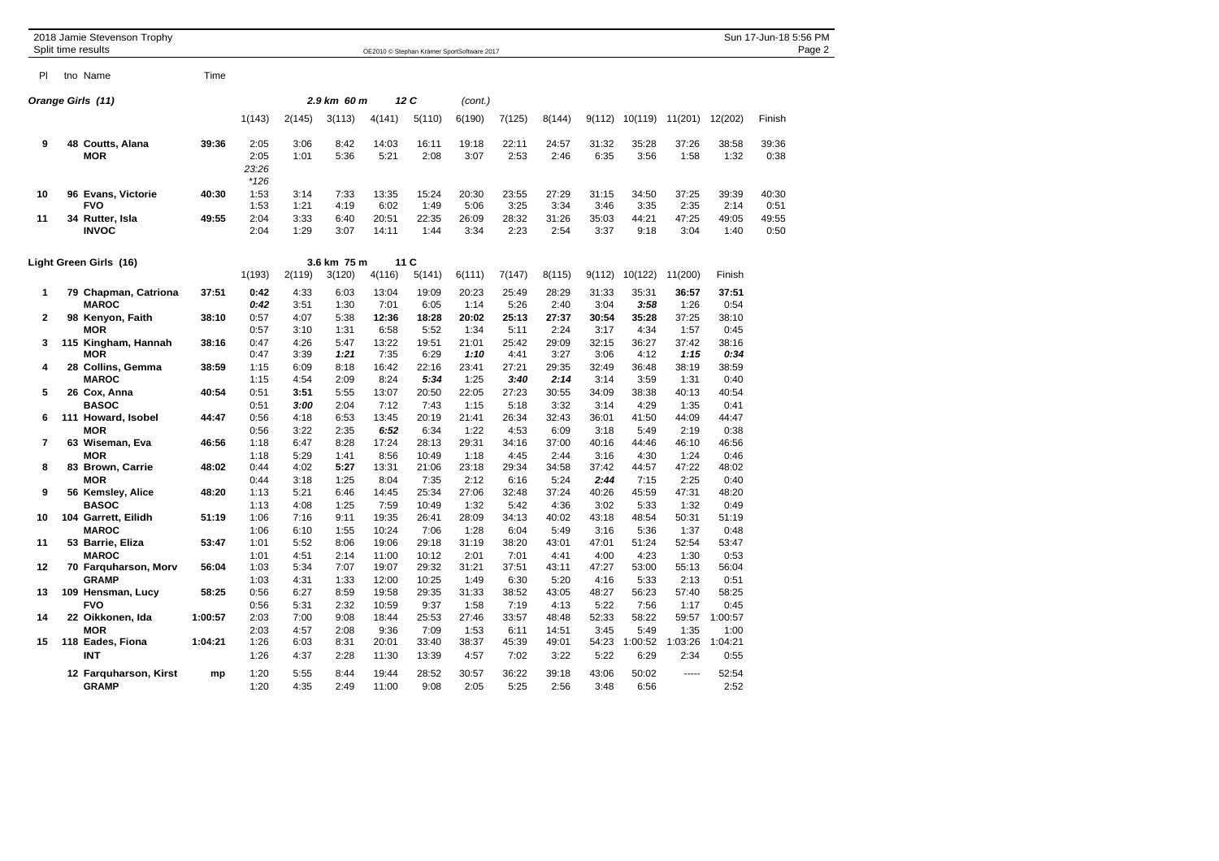2018 Jamie Stevenson Trophy
Split time results

OE2010 © Stephan Krämer SportSoftware 2017

## Orange Girls (11) — 2.9 km 60 m 12 C (cont.)

| Pl | tno | Name | Time | 1(143) | 2(145) | 3(113) | 4(141) | 5(110) | 6(190) | 7(125) | 8(144) | 9(112) | 10(119) | 11(201) | 12(202) | Finish |
|---|---|---|---|---|---|---|---|---|---|---|---|---|---|---|---|---|
| **9** | **48** | **Coutts, Alana** | **39:36** | 2:05 | 3:06 | 8:42 | 14:03 | 16:11 | 19:18 | 22:11 | 24:57 | 31:32 | 35:28 | 37:26 | 38:58 | 39:36 |
| | | **MOR** | | 2:05 | 1:01 | 5:36 | 5:21 | 2:08 | 3:07 | 2:53 | 2:46 | 6:35 | 3:56 | 1:58 | 1:32 | 0:38 |
| | | | | *23:26* | | | | | | | | | | | | |
| | | | | *\*126* | | | | | | | | | | | | |
| **10** | **96** | **Evans, Victorie** | **40:30** | 1:53 | 3:14 | 7:33 | 13:35 | 15:24 | 20:30 | 23:55 | 27:29 | 31:15 | 34:50 | 37:25 | 39:39 | 40:30 |
| | | **FVO** | | 1:53 | 1:21 | 4:19 | 6:02 | 1:49 | 5:06 | 3:25 | 3:34 | 3:46 | 3:35 | 2:35 | 2:14 | 0:51 |
| **11** | **34** | **Rutter, Isla** | **49:55** | 2:04 | 3:33 | 6:40 | 20:51 | 22:35 | 26:09 | 28:32 | 31:26 | 35:03 | 44:21 | 47:25 | 49:05 | 49:55 |
| | | **INVOC** | | 2:04 | 1:29 | 3:07 | 14:11 | 1:44 | 3:34 | 2:23 | 2:54 | 3:37 | 9:18 | 3:04 | 1:40 | 0:50 |

## Light Green Girls (16) — 3.6 km 75 m 11 C

| Pl | tno | Name | Time | 1(193) | 2(119) | 3(120) | 4(116) | 5(141) | 6(111) | 7(147) | 8(115) | 9(112) | 10(122) | 11(200) | Finish |
|---|---|---|---|---|---|---|---|---|---|---|---|---|---|---|---|
| **1** | **79** | **Chapman, Catriona** | **37:51** | **0:42** | 4:33 | 6:03 | 13:04 | 19:09 | 20:23 | 25:49 | 28:29 | 31:33 | 35:31 | **36:57** | **37:51** |
| | | **MAROC** | | ***0:42*** | 3:51 | 1:30 | 7:01 | 6:05 | 1:14 | 5:26 | 2:40 | 3:04 | ***3:58*** | 1:26 | 0:54 |
| **2** | **98** | **Kenyon, Faith** | **38:10** | 0:57 | 4:07 | 5:38 | **12:36** | **18:28** | **20:02** | **25:13** | **27:37** | **30:54** | **35:28** | 37:25 | 38:10 |
| | | **MOR** | | 0:57 | 3:10 | 1:31 | 6:58 | 5:52 | 1:34 | 5:11 | 2:24 | 3:17 | 4:34 | 1:57 | 0:45 |
| **3** | **115** | **Kingham, Hannah** | **38:16** | 0:47 | 4:26 | 5:47 | 13:22 | 19:51 | 21:01 | 25:42 | 29:09 | 32:15 | 36:27 | 37:42 | 38:16 |
| | | **MOR** | | 0:47 | 3:39 | ***1:21*** | 7:35 | 6:29 | ***1:10*** | 4:41 | 3:27 | 3:06 | 4:12 | ***1:15*** | ***0:34*** |
| **4** | **28** | **Collins, Gemma** | **38:59** | 1:15 | 6:09 | 8:18 | 16:42 | 22:16 | 23:41 | 27:21 | 29:35 | 32:49 | 36:48 | 38:19 | 38:59 |
| | | **MAROC** | | 1:15 | 4:54 | 2:09 | 8:24 | ***5:34*** | 1:25 | ***3:40*** | ***2:14*** | 3:14 | 3:59 | 1:31 | 0:40 |
| **5** | **26** | **Cox, Anna** | **40:54** | 0:51 | **3:51** | 5:55 | 13:07 | 20:50 | 22:05 | 27:23 | 30:55 | 34:09 | 38:38 | 40:13 | 40:54 |
| | | **BASOC** | | 0:51 | ***3:00*** | 2:04 | 7:12 | 7:43 | 1:15 | 5:18 | 3:32 | 3:14 | 4:29 | 1:35 | 0:41 |
| **6** | **111** | **Howard, Isobel** | **44:47** | 0:56 | 4:18 | 6:53 | 13:45 | 20:19 | 21:41 | 26:34 | 32:43 | 36:01 | 41:50 | 44:09 | 44:47 |
| | | **MOR** | | 0:56 | 3:22 | 2:35 | ***6:52*** | 6:34 | 1:22 | 4:53 | 6:09 | 3:18 | 5:49 | 2:19 | 0:38 |
| **7** | **63** | **Wiseman, Eva** | **46:56** | 1:18 | 6:47 | 8:28 | 17:24 | 28:13 | 29:31 | 34:16 | 37:00 | 40:16 | 44:46 | 46:10 | 46:56 |
| | | **MOR** | | 1:18 | 5:29 | 1:41 | 8:56 | 10:49 | 1:18 | 4:45 | 2:44 | 3:16 | 4:30 | 1:24 | 0:46 |
| **8** | **83** | **Brown, Carrie** | **48:02** | 0:44 | 4:02 | **5:27** | 13:31 | 21:06 | 23:18 | 29:34 | 34:58 | 37:42 | 44:57 | 47:22 | 48:02 |
| | | **MOR** | | 0:44 | 3:18 | 1:25 | 8:04 | 7:35 | 2:12 | 6:16 | 5:24 | ***2:44*** | 7:15 | 2:25 | 0:40 |
| **9** | **56** | **Kemsley, Alice** | **48:20** | 1:13 | 5:21 | 6:46 | 14:45 | 25:34 | 27:06 | 32:48 | 37:24 | 40:26 | 45:59 | 47:31 | 48:20 |
| | | **BASOC** | | 1:13 | 4:08 | 1:25 | 7:59 | 10:49 | 1:32 | 5:42 | 4:36 | 3:02 | 5:33 | 1:32 | 0:49 |
| **10** | **104** | **Garrett, Eilidh** | **51:19** | 1:06 | 7:16 | 9:11 | 19:35 | 26:41 | 28:09 | 34:13 | 40:02 | 43:18 | 48:54 | 50:31 | 51:19 |
| | | **MAROC** | | 1:06 | 6:10 | 1:55 | 10:24 | 7:06 | 1:28 | 6:04 | 5:49 | 3:16 | 5:36 | 1:37 | 0:48 |
| **11** | **53** | **Barrie, Eliza** | **53:47** | 1:01 | 5:52 | 8:06 | 19:06 | 29:18 | 31:19 | 38:20 | 43:01 | 47:01 | 51:24 | 52:54 | 53:47 |
| | | **MAROC** | | 1:01 | 4:51 | 2:14 | 11:00 | 10:12 | 2:01 | 7:01 | 4:41 | 4:00 | 4:23 | 1:30 | 0:53 |
| **12** | **70** | **Farquharson, Morv** | **56:04** | 1:03 | 5:34 | 7:07 | 19:07 | 29:32 | 31:21 | 37:51 | 43:11 | 47:27 | 53:00 | 55:13 | 56:04 |
| | | **GRAMP** | | 1:03 | 4:31 | 1:33 | 12:00 | 10:25 | 1:49 | 6:30 | 5:20 | 4:16 | 5:33 | 2:13 | 0:51 |
| **13** | **109** | **Hensman, Lucy** | **58:25** | 0:56 | 6:27 | 8:59 | 19:58 | 29:35 | 31:33 | 38:52 | 43:05 | 48:27 | 56:23 | 57:40 | 58:25 |
| | | **FVO** | | 0:56 | 5:31 | 2:32 | 10:59 | 9:37 | 1:58 | 7:19 | 4:13 | 5:22 | 7:56 | 1:17 | 0:45 |
| **14** | **22** | **Oikkonen, Ida** | **1:00:57** | 2:03 | 7:00 | 9:08 | 18:44 | 25:53 | 27:46 | 33:57 | 48:48 | 52:33 | 58:22 | 59:57 | 1:00:57 |
| | | **MOR** | | 2:03 | 4:57 | 2:08 | 9:36 | 7:09 | 1:53 | 6:11 | 14:51 | 3:45 | 5:49 | 1:35 | 1:00 |
| **15** | **118** | **Eades, Fiona** | **1:04:21** | 1:26 | 6:03 | 8:31 | 20:01 | 33:40 | 38:37 | 45:39 | 49:01 | 54:23 | 1:00:52 | 1:03:26 | 1:04:21 |
| | | **INT** | | 1:26 | 4:37 | 2:28 | 11:30 | 13:39 | 4:57 | 7:02 | 3:22 | 5:22 | 6:29 | 2:34 | 0:55 |
| | **12** | **Farquharson, Kirst** | **mp** | 1:20 | 5:55 | 8:44 | 19:44 | 28:52 | 30:57 | 36:22 | 39:18 | 43:06 | 50:02 | ----- | 52:54 |
| | | **GRAMP** | | 1:20 | 4:35 | 2:49 | 11:00 | 9:08 | 2:05 | 5:25 | 2:56 | 3:48 | 6:56 | | 2:52 |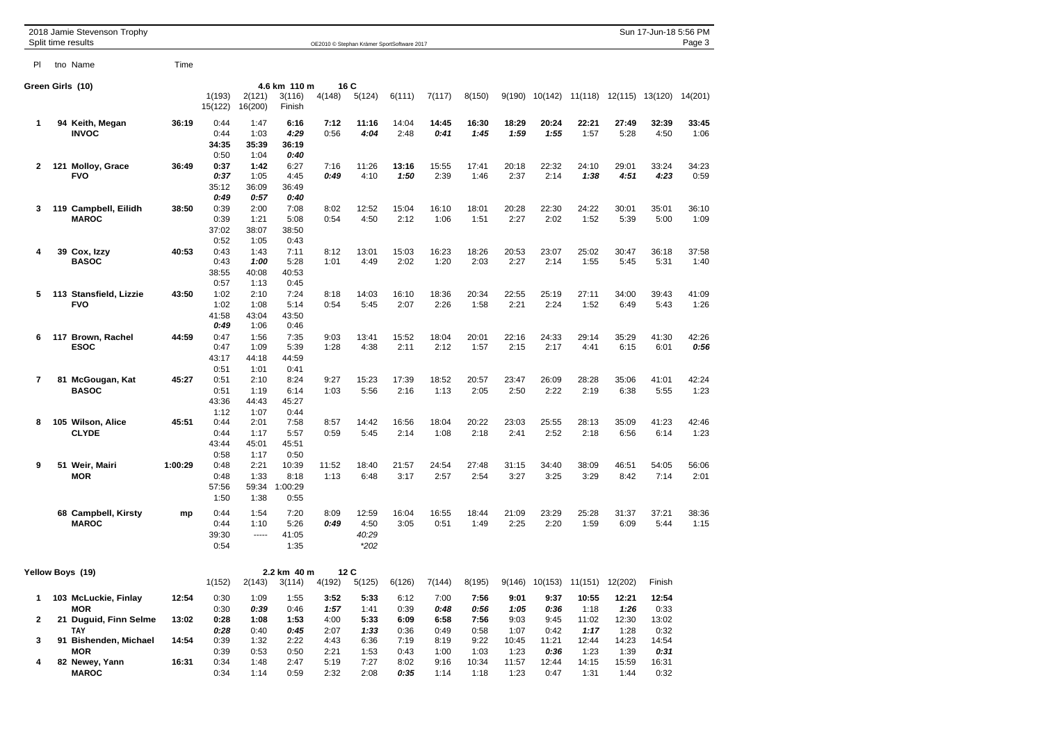2018 Jamie Stevenson Trophy
Split time results

OE2010 © Stephan Krämer SportSoftware 2017

## Green Girls (10)

4.6 km 110 m 16 C

| Pl | tno | Name | Time | 1(193) | 2(121) | 3(116) | 4(148) | 5(124) | 6(111) | 7(117) | 8(150) | 9(190) | 10(142) | 11(118) | 12(115) | 13(120) | 14(201) |
|---|---|---|---|---|---|---|---|---|---|---|---|---|---|---|---|---|---|
| | | | | 15(122) | 16(200) | Finish | | | | | | | | | | | |
| **1** | **94** | **Keith, Megan** | **36:19** | 0:44 | 1:47 | **6:16** | **7:12** | **11:16** | 14:04 | **14:45** | **16:30** | **18:29** | **20:24** | **22:21** | **27:49** | **32:39** | **33:45** |
| | | **INVOC** | | 0:44 | 1:03 | ***4:29*** | 0:56 | ***4:04*** | 2:48 | ***0:41*** | ***1:45*** | ***1:59*** | ***1:55*** | 1:57 | 5:28 | 4:50 | 1:06 |
| | | | | 34:35 | 35:39 | 36:19 | | | | | | | | | | | |
| | | | | 0:50 | 1:04 | ***0:40*** | | | | | | | | | | | |
| **2** | **121** | **Molloy, Grace** | **36:49** | **0:37** | **1:42** | 6:27 | 7:16 | 11:26 | **13:16** | 15:55 | 17:41 | 20:18 | 22:32 | 24:10 | 29:01 | 33:24 | 34:23 |
| | | **FVO** | | ***0:37*** | 1:05 | 4:45 | ***0:49*** | 4:10 | ***1:50*** | 2:39 | 1:46 | 2:37 | 2:14 | ***1:38*** | ***4:51*** | ***4:23*** | 0:59 |
| | | | | 35:12 | 36:09 | 36:49 | | | | | | | | | | | |
| | | | | ***0:49*** | ***0:57*** | ***0:40*** | | | | | | | | | | | |
| **3** | **119** | **Campbell, Eilidh** | **38:50** | 0:39 | 2:00 | 7:08 | 8:02 | 12:52 | 15:04 | 16:10 | 18:01 | 20:28 | 22:30 | 24:22 | 30:01 | 35:01 | 36:10 |
| | | **MAROC** | | 0:39 | 1:21 | 5:08 | 0:54 | 4:50 | 2:12 | 1:06 | 1:51 | 2:27 | 2:02 | 1:52 | 5:39 | 5:00 | 1:09 |
| | | | | 37:02 | 38:07 | 38:50 | | | | | | | | | | | |
| | | | | 0:52 | 1:05 | 0:43 | | | | | | | | | | | |
| **4** | **39** | **Cox, Izzy** | **40:53** | 0:43 | 1:43 | 7:11 | 8:12 | 13:01 | 15:03 | 16:23 | 18:26 | 20:53 | 23:07 | 25:02 | 30:47 | 36:18 | 37:58 |
| | | **BASOC** | | 0:43 | ***1:00*** | 5:28 | 1:01 | 4:49 | 2:02 | 1:20 | 2:03 | 2:27 | 2:14 | 1:55 | 5:45 | 5:31 | 1:40 |
| | | | | 38:55 | 40:08 | 40:53 | | | | | | | | | | | |
| | | | | 0:57 | 1:13 | 0:45 | | | | | | | | | | | |
| **5** | **113** | **Stansfield, Lizzie** | **43:50** | 1:02 | 2:10 | 7:24 | 8:18 | 14:03 | 16:10 | 18:36 | 20:34 | 22:55 | 25:19 | 27:11 | 34:00 | 39:43 | 41:09 |
| | | **FVO** | | 1:02 | 1:08 | 5:14 | 0:54 | 5:45 | 2:07 | 2:26 | 1:58 | 2:21 | 2:24 | 1:52 | 6:49 | 5:43 | 1:26 |
| | | | | 41:58 | 43:04 | 43:50 | | | | | | | | | | | |
| | | | | ***0:49*** | 1:06 | 0:46 | | | | | | | | | | | |
| **6** | **117** | **Brown, Rachel** | **44:59** | 0:47 | 1:56 | 7:35 | 9:03 | 13:41 | 15:52 | 18:04 | 20:01 | 22:16 | 24:33 | 29:14 | 35:29 | 41:30 | 42:26 |
| | | **ESOC** | | 0:47 | 1:09 | 5:39 | 1:28 | 4:38 | 2:11 | 2:12 | 1:57 | 2:15 | 2:17 | 4:41 | 6:15 | 6:01 | ***0:56*** |
| | | | | 43:17 | 44:18 | 44:59 | | | | | | | | | | | |
| | | | | 0:51 | 1:01 | 0:41 | | | | | | | | | | | |
| **7** | **81** | **McGougan, Kat** | **45:27** | 0:51 | 2:10 | 8:24 | 9:27 | 15:23 | 17:39 | 18:52 | 20:57 | 23:47 | 26:09 | 28:28 | 35:06 | 41:01 | 42:24 |
| | | **BASOC** | | 0:51 | 1:19 | 6:14 | 1:03 | 5:56 | 2:16 | 1:13 | 2:05 | 2:50 | 2:22 | 2:19 | 6:38 | 5:55 | 1:23 |
| | | | | 43:36 | 44:43 | 45:27 | | | | | | | | | | | |
| | | | | 1:12 | 1:07 | 0:44 | | | | | | | | | | | |
| **8** | **105** | **Wilson, Alice** | **45:51** | 0:44 | 2:01 | 7:58 | 8:57 | 14:42 | 16:56 | 18:04 | 20:22 | 23:03 | 25:55 | 28:13 | 35:09 | 41:23 | 42:46 |
| | | **CLYDE** | | 0:44 | 1:17 | 5:57 | 0:59 | 5:45 | 2:14 | 1:08 | 2:18 | 2:41 | 2:52 | 2:18 | 6:56 | 6:14 | 1:23 |
| | | | | 43:44 | 45:01 | 45:51 | | | | | | | | | | | |
| | | | | 0:58 | 1:17 | 0:50 | | | | | | | | | | | |
| **9** | **51** | **Weir, Mairi** | **1:00:29** | 0:48 | 2:21 | 10:39 | 11:52 | 18:40 | 21:57 | 24:54 | 27:48 | 31:15 | 34:40 | 38:09 | 46:51 | 54:05 | 56:06 |
| | | **MOR** | | 0:48 | 1:33 | 8:18 | 1:13 | 6:48 | 3:17 | 2:57 | 2:54 | 3:27 | 3:25 | 3:29 | 8:42 | 7:14 | 2:01 |
| | | | | 57:56 | 59:34 | 1:00:29 | | | | | | | | | | | |
| | | | | 1:50 | 1:38 | 0:55 | | | | | | | | | | | |
| | **68** | **Campbell, Kirsty** | **mp** | 0:44 | 1:54 | 7:20 | 8:09 | 12:59 | 16:04 | 16:55 | 18:44 | 21:09 | 23:29 | 25:28 | 31:37 | 37:21 | 38:36 |
| | | **MAROC** | | 0:44 | 1:10 | 5:26 | ***0:49*** | 4:50 | 3:05 | 0:51 | 1:49 | 2:25 | 2:20 | 1:59 | 6:09 | 5:44 | 1:15 |
| | | | | 39:30 | ----- | 41:05 | | *40:29* | | | | | | | | | |
| | | | | 0:54 | | 1:35 | | **202* | | | | | | | | | |

## Yellow Boys (19)

2.2 km 40 m 12 C

| Pl | tno | Name | Time | 1(152) | 2(143) | 3(114) | 4(192) | 5(125) | 6(126) | 7(144) | 8(195) | 9(146) | 10(153) | 11(151) | 12(202) | Finish |
|---|---|---|---|---|---|---|---|---|---|---|---|---|---|---|---|---|
| **1** | **103** | **McLuckie, Finlay** | **12:54** | 0:30 | 1:09 | 1:55 | 3:52 | **5:33** | 6:12 | 7:00 | **7:56** | **9:01** | **9:37** | **10:55** | **12:21** | **12:54** |
| | | **MOR** | | 0:30 | ***0:39*** | 0:46 | ***1:57*** | 1:41 | 0:39 | ***0:48*** | ***0:56*** | ***1:05*** | ***0:36*** | 1:18 | ***1:26*** | 0:33 |
| **2** | **21** | **Duguid, Finn Selme** | **13:02** | **0:28** | **1:08** | **1:53** | 4:00 | **5:33** | **6:09** | **6:58** | **7:56** | 9:03 | 9:45 | 11:02 | 12:30 | 13:02 |
| | | **TAY** | | ***0:28*** | 0:40 | ***0:45*** | 2:07 | ***1:33*** | 0:36 | 0:49 | 0:58 | 1:07 | 0:42 | ***1:17*** | 1:28 | 0:32 |
| **3** | **91** | **Bishenden, Michael** | **14:54** | 0:39 | 1:32 | 2:22 | 4:43 | 6:36 | 7:19 | 8:19 | 9:22 | 10:45 | 11:21 | 12:44 | 14:23 | 14:54 |
| | | **MOR** | | 0:39 | 0:53 | 0:50 | 2:21 | 1:53 | 0:43 | 1:00 | 1:03 | 1:23 | ***0:36*** | 1:23 | 1:39 | ***0:31*** |
| **4** | **82** | **Newey, Yann** | **16:31** | 0:34 | 1:48 | 2:47 | 5:19 | 7:27 | 8:02 | 9:16 | 10:34 | 11:57 | 12:44 | 14:15 | 15:59 | 16:31 |
| | | **MAROC** | | 0:34 | 1:14 | 0:59 | 2:32 | 2:08 | ***0:35*** | 1:14 | 1:18 | 1:23 | 0:47 | 1:31 | 1:44 | 0:32 |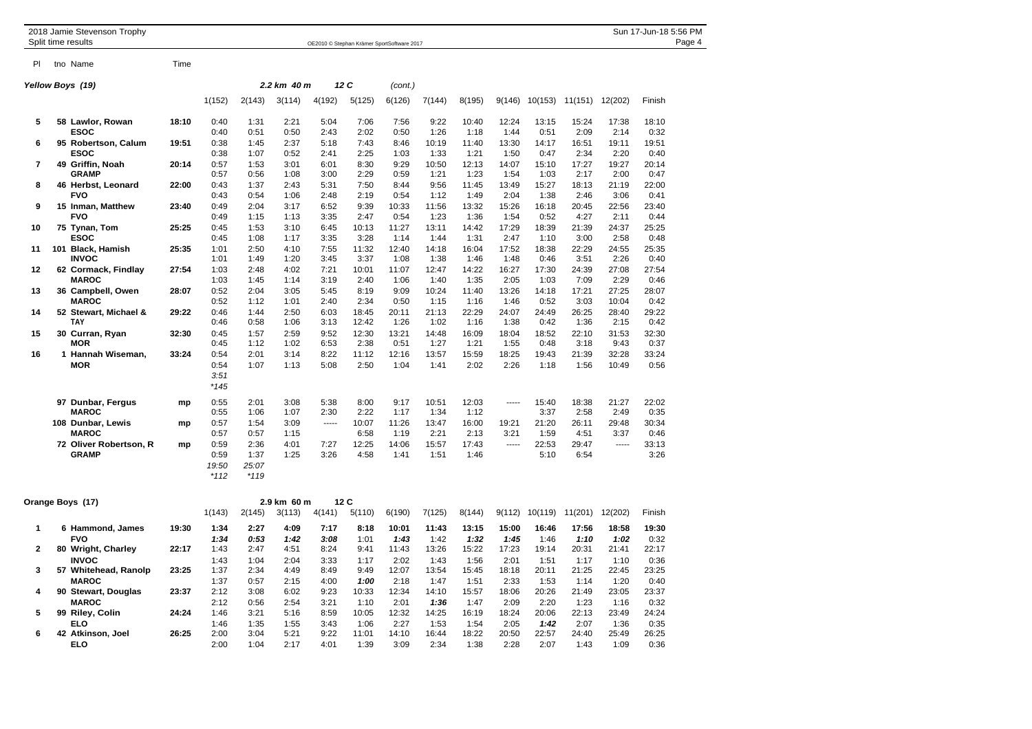## Yellow Boys (19)

2.2 km 40 m 12 C (cont.)

| Pl | tno Name | Time | 1(152) | 2(143) | 3(114) | 4(192) | 5(125) | 6(126) | 7(144) | 8(195) | 9(146) | 10(153) | 11(151) | 12(202) | Finish |
|---|---|---|---|---|---|---|---|---|---|---|---|---|---|---|---|
| 5 | 58 Lawlor, Rowan | 18:10 | 0:40 | 1:31 | 2:21 | 5:04 | 7:06 | 7:56 | 9:22 | 10:40 | 12:24 | 13:15 | 15:24 | 17:38 | 18:10 |
| | ESOC | | 0:40 | 0:51 | 0:50 | 2:43 | 2:02 | 0:50 | 1:26 | 1:18 | 1:44 | 0:51 | 2:09 | 2:14 | 0:32 |
| 6 | 95 Robertson, Calum | 19:51 | 0:38 | 1:45 | 2:37 | 5:18 | 7:43 | 8:46 | 10:19 | 11:40 | 13:30 | 14:17 | 16:51 | 19:11 | 19:51 |
| | ESOC | | 0:38 | 1:07 | 0:52 | 2:41 | 2:25 | 1:03 | 1:33 | 1:21 | 1:50 | 0:47 | 2:34 | 2:20 | 0:40 |
| 7 | 49 Griffin, Noah | 20:14 | 0:57 | 1:53 | 3:01 | 6:01 | 8:30 | 9:29 | 10:50 | 12:13 | 14:07 | 15:10 | 17:27 | 19:27 | 20:14 |
| | GRAMP | | 0:57 | 0:56 | 1:08 | 3:00 | 2:29 | 0:59 | 1:21 | 1:23 | 1:54 | 1:03 | 2:17 | 2:00 | 0:47 |
| 8 | 46 Herbst, Leonard | 22:00 | 0:43 | 1:37 | 2:43 | 5:31 | 7:50 | 8:44 | 9:56 | 11:45 | 13:49 | 15:27 | 18:13 | 21:19 | 22:00 |
| | FVO | | 0:43 | 0:54 | 1:06 | 2:48 | 2:19 | 0:54 | 1:12 | 1:49 | 2:04 | 1:38 | 2:46 | 3:06 | 0:41 |
| 9 | 15 Inman, Matthew | 23:40 | 0:49 | 2:04 | 3:17 | 6:52 | 9:39 | 10:33 | 11:56 | 13:32 | 15:26 | 16:18 | 20:45 | 22:56 | 23:40 |
| | FVO | | 0:49 | 1:15 | 1:13 | 3:35 | 2:47 | 0:54 | 1:23 | 1:36 | 1:54 | 0:52 | 4:27 | 2:11 | 0:44 |
| 10 | 75 Tynan, Tom | 25:25 | 0:45 | 1:53 | 3:10 | 6:45 | 10:13 | 11:27 | 13:11 | 14:42 | 17:29 | 18:39 | 21:39 | 24:37 | 25:25 |
| | ESOC | | 0:45 | 1:08 | 1:17 | 3:35 | 3:28 | 1:14 | 1:44 | 1:31 | 2:47 | 1:10 | 3:00 | 2:58 | 0:48 |
| 11 | 101 Black, Hamish | 25:35 | 1:01 | 2:50 | 4:10 | 7:55 | 11:32 | 12:40 | 14:18 | 16:04 | 17:52 | 18:38 | 22:29 | 24:55 | 25:35 |
| | INVOC | | 1:01 | 1:49 | 1:20 | 3:45 | 3:37 | 1:08 | 1:38 | 1:46 | 1:48 | 0:46 | 3:51 | 2:26 | 0:40 |
| 12 | 62 Cormack, Findlay | 27:54 | 1:03 | 2:48 | 4:02 | 7:21 | 10:01 | 11:07 | 12:47 | 14:22 | 16:27 | 17:30 | 24:39 | 27:08 | 27:54 |
| | MAROC | | 1:03 | 1:45 | 1:14 | 3:19 | 2:40 | 1:06 | 1:40 | 1:35 | 2:05 | 1:03 | 7:09 | 2:29 | 0:46 |
| 13 | 36 Campbell, Owen | 28:07 | 0:52 | 2:04 | 3:05 | 5:45 | 8:19 | 9:09 | 10:24 | 11:40 | 13:26 | 14:18 | 17:21 | 27:25 | 28:07 |
| | MAROC | | 0:52 | 1:12 | 1:01 | 2:40 | 2:34 | 0:50 | 1:15 | 1:16 | 1:46 | 0:52 | 3:03 | 10:04 | 0:42 |
| 14 | 52 Stewart, Michael & | 29:22 | 0:46 | 1:44 | 2:50 | 6:03 | 18:45 | 20:11 | 21:13 | 22:29 | 24:07 | 24:49 | 26:25 | 28:40 | 29:22 |
| | TAY | | 0:46 | 0:58 | 1:06 | 3:13 | 12:42 | 1:26 | 1:02 | 1:16 | 1:38 | 0:42 | 1:36 | 2:15 | 0:42 |
| 15 | 30 Curran, Ryan | 32:30 | 0:45 | 1:57 | 2:59 | 9:52 | 12:30 | 13:21 | 14:48 | 16:09 | 18:04 | 18:52 | 22:10 | 31:53 | 32:30 |
| | MOR | | 0:45 | 1:12 | 1:02 | 6:53 | 2:38 | 0:51 | 1:27 | 1:21 | 1:55 | 0:48 | 3:18 | 9:43 | 0:37 |
| 16 | 1 Hannah Wiseman, | 33:24 | 0:54 | 2:01 | 3:14 | 8:22 | 11:12 | 12:16 | 13:57 | 15:59 | 18:25 | 19:43 | 21:39 | 32:28 | 33:24 |
| | MOR | | 0:54 | 1:07 | 1:13 | 5:08 | 2:50 | 1:04 | 1:41 | 2:02 | 2:26 | 1:18 | 1:56 | 10:49 | 0:56 |
| | | | *3:51* | | | | | | | | | | | | |
| | | | *\*145* | | | | | | | | | | | | |
| | 97 Dunbar, Fergus | mp | 0:55 | 2:01 | 3:08 | 5:38 | 8:00 | 9:17 | 10:51 | 12:03 | ----- | 15:40 | 18:38 | 21:27 | 22:02 |
| | MAROC | | 0:55 | 1:06 | 1:07 | 2:30 | 2:22 | 1:17 | 1:34 | 1:12 | | 3:37 | 2:58 | 2:49 | 0:35 |
| | 108 Dunbar, Lewis | mp | 0:57 | 1:54 | 3:09 | ----- | 10:07 | 11:26 | 13:47 | 16:00 | 19:21 | 21:20 | 26:11 | 29:48 | 30:34 |
| | MAROC | | 0:57 | 0:57 | 1:15 | | 6:58 | 1:19 | 2:21 | 2:13 | 3:21 | 1:59 | 4:51 | 3:37 | 0:46 |
| | 72 Oliver Robertson, R | mp | 0:59 | 2:36 | 4:01 | 7:27 | 12:25 | 14:06 | 15:57 | 17:43 | ----- | 22:53 | 29:47 | ----- | 33:13 |
| | GRAMP | | 0:59 | 1:37 | 1:25 | 3:26 | 4:58 | 1:41 | 1:51 | 1:46 | | 5:10 | 6:54 | | 3:26 |
| | | | *19:50* | *25:07* | | | | | | | | | | | |
| | | | *\*112* | *\*119* | | | | | | | | | | | |

## Orange Boys (17)

2.9 km 60 m 12 C

| Pl | tno Name | Time | 1(143) | 2(145) | 3(113) | 4(141) | 5(110) | 6(190) | 7(125) | 8(144) | 9(112) | 10(119) | 11(201) | 12(202) | Finish |
|---|---|---|---|---|---|---|---|---|---|---|---|---|---|---|---|
| 1 | 6 Hammond, James | 19:30 | 1:34 | 2:27 | 4:09 | 7:17 | 8:18 | 10:01 | 11:43 | 13:15 | 15:00 | 16:46 | 17:56 | 18:58 | 19:30 |
| | FVO | | ***1:34*** | ***0:53*** | ***1:42*** | ***3:08*** | 1:01 | ***1:43*** | 1:42 | ***1:32*** | ***1:45*** | 1:46 | ***1:10*** | ***1:02*** | 0:32 |
| 2 | 80 Wright, Charley | 22:17 | 1:43 | 2:47 | 4:51 | 8:24 | 9:41 | 11:43 | 13:26 | 15:22 | 17:23 | 19:14 | 20:31 | 21:41 | 22:17 |
| | INVOC | | 1:43 | 1:04 | 2:04 | 3:33 | 1:17 | 2:02 | 1:43 | 1:56 | 2:01 | 1:51 | 1:17 | 1:10 | 0:36 |
| 3 | 57 Whitehead, Ranolp | 23:25 | 1:37 | 2:34 | 4:49 | 8:49 | 9:49 | 12:07 | 13:54 | 15:45 | 18:18 | 20:11 | 21:25 | 22:45 | 23:25 |
| | MAROC | | 1:37 | 0:57 | 2:15 | 4:00 | ***1:00*** | 2:18 | 1:47 | 1:51 | 2:33 | 1:53 | 1:14 | 1:20 | 0:40 |
| 4 | 90 Stewart, Douglas | 23:37 | 2:12 | 3:08 | 6:02 | 9:23 | 10:33 | 12:34 | 14:10 | 15:57 | 18:06 | 20:26 | 21:49 | 23:05 | 23:37 |
| | MAROC | | 2:12 | 0:56 | 2:54 | 3:21 | 1:10 | 2:01 | ***1:36*** | 1:47 | 2:09 | 2:20 | 1:23 | 1:16 | 0:32 |
| 5 | 99 Riley, Colin | 24:24 | 1:46 | 3:21 | 5:16 | 8:59 | 10:05 | 12:32 | 14:25 | 16:19 | 18:24 | 20:06 | 22:13 | 23:49 | 24:24 |
| | ELO | | 1:46 | 1:35 | 1:55 | 3:43 | 1:06 | 2:27 | 1:53 | 1:54 | 2:05 | ***1:42*** | 2:07 | 1:36 | 0:35 |
| 6 | 42 Atkinson, Joel | 26:25 | 2:00 | 3:04 | 5:21 | 9:22 | 11:01 | 14:10 | 16:44 | 18:22 | 20:50 | 22:57 | 24:40 | 25:49 | 26:25 |
| | ELO | | 2:00 | 1:04 | 2:17 | 4:01 | 1:39 | 3:09 | 2:34 | 1:38 | 2:28 | 2:07 | 1:43 | 1:09 | 0:36 |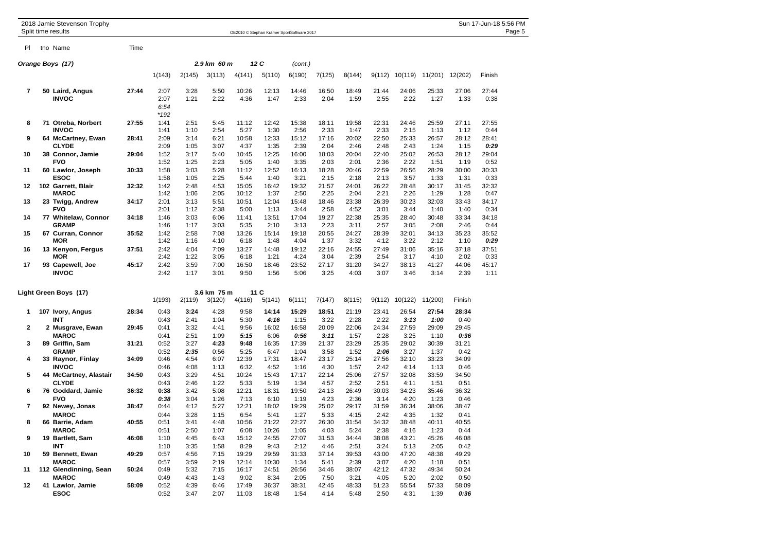2018 Jamie Stevenson Trophy
Split time results

OE2010 © Stephan Krämer SportSoftware 2017

### Orange Boys (17) — 2.9 km 60 m, 12 C (cont.)

| Pl | tno | Name | Time | 1(143) | 2(145) | 3(113) | 4(141) | 5(110) | 6(190) | 7(125) | 8(144) | 9(112) | 10(119) | 11(201) | 12(202) | Finish |
|---|---|---|---|---|---|---|---|---|---|---|---|---|---|---|---|---|
| 7 | 50 | Laird, Angus | 27:44 | 2:07 | 3:28 | 5:50 | 10:26 | 12:13 | 14:46 | 16:50 | 18:49 | 21:44 | 24:06 | 25:33 | 27:06 | 27:44 |
| | | INVOC | | 2:07 | 1:21 | 2:22 | 4:36 | 1:47 | 2:33 | 2:04 | 1:59 | 2:55 | 2:22 | 1:27 | 1:33 | 0:38 |
| | | | | 6:54 | | | | | | | | | | | | |
| | | | | *192 | | | | | | | | | | | | |
| 8 | 71 | Otreba, Norbert | 27:55 | 1:41 | 2:51 | 5:45 | 11:12 | 12:42 | 15:38 | 18:11 | 19:58 | 22:31 | 24:46 | 25:59 | 27:11 | 27:55 |
| | | INVOC | | 1:41 | 1:10 | 2:54 | 5:27 | 1:30 | 2:56 | 2:33 | 1:47 | 2:33 | 2:15 | 1:13 | 1:12 | 0:44 |
| 9 | 64 | McCartney, Ewan | 28:41 | 2:09 | 3:14 | 6:21 | 10:58 | 12:33 | 15:12 | 17:16 | 20:02 | 22:50 | 25:33 | 26:57 | 28:12 | 28:41 |
| | | CLYDE | | 2:09 | 1:05 | 3:07 | 4:37 | 1:35 | 2:39 | 2:04 | 2:46 | 2:48 | 2:43 | 1:24 | 1:15 | *0:29* |
| 10 | 38 | Connor, Jamie | 29:04 | 1:52 | 3:17 | 5:40 | 10:45 | 12:25 | 16:00 | 18:03 | 20:04 | 22:40 | 25:02 | 26:53 | 28:12 | 29:04 |
| | | FVO | | 1:52 | 1:25 | 2:23 | 5:05 | 1:40 | 3:35 | 2:03 | 2:01 | 2:36 | 2:22 | 1:51 | 1:19 | 0:52 |
| 11 | 60 | Lawlor, Joseph | 30:33 | 1:58 | 3:03 | 5:28 | 11:12 | 12:52 | 16:13 | 18:28 | 20:46 | 22:59 | 26:56 | 28:29 | 30:00 | 30:33 |
| | | ESOC | | 1:58 | 1:05 | 2:25 | 5:44 | 1:40 | 3:21 | 2:15 | 2:18 | 2:13 | 3:57 | 1:33 | 1:31 | 0:33 |
| 12 | 102 | Garrett, Blair | 32:32 | 1:42 | 2:48 | 4:53 | 15:05 | 16:42 | 19:32 | 21:57 | 24:01 | 26:22 | 28:48 | 30:17 | 31:45 | 32:32 |
| | | MAROC | | 1:42 | 1:06 | 2:05 | 10:12 | 1:37 | 2:50 | 2:25 | 2:04 | 2:21 | 2:26 | 1:29 | 1:28 | 0:47 |
| 13 | 23 | Twigg, Andrew | 34:17 | 2:01 | 3:13 | 5:51 | 10:51 | 12:04 | 15:48 | 18:46 | 23:38 | 26:39 | 30:23 | 32:03 | 33:43 | 34:17 |
| | | FVO | | 2:01 | 1:12 | 2:38 | 5:00 | 1:13 | 3:44 | 2:58 | 4:52 | 3:01 | 3:44 | 1:40 | 1:40 | 0:34 |
| 14 | 77 | Whitelaw, Connor | 34:18 | 1:46 | 3:03 | 6:06 | 11:41 | 13:51 | 17:04 | 19:27 | 22:38 | 25:35 | 28:40 | 30:48 | 33:34 | 34:18 |
| | | GRAMP | | 1:46 | 1:17 | 3:03 | 5:35 | 2:10 | 3:13 | 2:23 | 3:11 | 2:57 | 3:05 | 2:08 | 2:46 | 0:44 |
| 15 | 67 | Curran, Connor | 35:52 | 1:42 | 2:58 | 7:08 | 13:26 | 15:14 | 19:18 | 20:55 | 24:27 | 28:39 | 32:01 | 34:13 | 35:23 | 35:52 |
| | | MOR | | 1:42 | 1:16 | 4:10 | 6:18 | 1:48 | 4:04 | 1:37 | 3:32 | 4:12 | 3:22 | 2:12 | 1:10 | *0:29* |
| 16 | 13 | Kenyon, Fergus | 37:51 | 2:42 | 4:04 | 7:09 | 13:27 | 14:48 | 19:12 | 22:16 | 24:55 | 27:49 | 31:06 | 35:16 | 37:18 | 37:51 |
| | | MOR | | 2:42 | 1:22 | 3:05 | 6:18 | 1:21 | 4:24 | 3:04 | 2:39 | 2:54 | 3:17 | 4:10 | 2:02 | 0:33 |
| 17 | 93 | Capewell, Joe | 45:17 | 2:42 | 3:59 | 7:00 | 16:50 | 18:46 | 23:52 | 27:17 | 31:20 | 34:27 | 38:13 | 41:27 | 44:06 | 45:17 |
| | | INVOC | | 2:42 | 1:17 | 3:01 | 9:50 | 1:56 | 5:06 | 3:25 | 4:03 | 3:07 | 3:46 | 3:14 | 2:39 | 1:11 |

### Light Green Boys (17) — 3.6 km 75 m, 11 C

| Pl | tno | Name | Time | 1(193) | 2(119) | 3(120) | 4(116) | 5(141) | 6(111) | 7(147) | 8(115) | 9(112) | 10(122) | 11(200) | Finish |
|---|---|---|---|---|---|---|---|---|---|---|---|---|---|---|---|
| 1 | 107 | Ivory, Angus | 28:34 | 0:43 | **3:24** | 4:28 | 9:58 | **14:14** | **15:29** | **18:51** | 21:19 | 23:41 | 26:54 | **27:54** | **28:34** |
| | | INT | | 0:43 | 2:41 | 1:04 | 5:30 | ***4:16*** | 1:15 | 3:22 | 2:28 | 2:22 | ***3:13*** | ***1:00*** | 0:40 |
| 2 | 2 | Musgrave, Ewan | 29:45 | 0:41 | 3:32 | 4:41 | 9:56 | 16:02 | 16:58 | 20:09 | 22:06 | 24:34 | 27:59 | 29:09 | 29:45 |
| | | MAROC | | 0:41 | 2:51 | 1:09 | ***5:15*** | 6:06 | ***0:56*** | ***3:11*** | 1:57 | 2:28 | 3:25 | 1:10 | ***0:36*** |
| 3 | 89 | Griffin, Sam | 31:21 | 0:52 | 3:27 | **4:23** | **9:48** | 16:35 | 17:39 | 21:37 | 23:29 | 25:35 | 29:02 | 30:39 | 31:21 |
| | | GRAMP | | 0:52 | ***2:35*** | 0:56 | 5:25 | 6:47 | 1:04 | 3:58 | 1:52 | ***2:06*** | 3:27 | 1:37 | 0:42 |
| 4 | 33 | Raynor, Finlay | 34:09 | 0:46 | 4:54 | 6:07 | 12:39 | 17:31 | 18:47 | 23:17 | 25:14 | 27:56 | 32:10 | 33:23 | 34:09 |
| | | INVOC | | 0:46 | 4:08 | 1:13 | 6:32 | 4:52 | 1:16 | 4:30 | 1:57 | 2:42 | 4:14 | 1:13 | 0:46 |
| 5 | 44 | McCartney, Alastair | 34:50 | 0:43 | 3:29 | 4:51 | 10:24 | 15:43 | 17:17 | 22:14 | 25:06 | 27:57 | 32:08 | 33:59 | 34:50 |
| | | CLYDE | | 0:43 | 2:46 | 1:22 | 5:33 | 5:19 | 1:34 | 4:57 | 2:52 | 2:51 | 4:11 | 1:51 | 0:51 |
| 6 | 76 | Goddard, Jamie | 36:32 | **0:38** | 3:42 | 5:08 | 12:21 | 18:31 | 19:50 | 24:13 | 26:49 | 30:03 | 34:23 | 35:46 | 36:32 |
| | | FVO | | ***0:38*** | 3:04 | 1:26 | 7:13 | 6:10 | 1:19 | 4:23 | 2:36 | 3:14 | 4:20 | 1:23 | 0:46 |
| 7 | 92 | Newey, Jonas | 38:47 | 0:44 | 4:12 | 5:27 | 12:21 | 18:02 | 19:29 | 25:02 | 29:17 | 31:59 | 36:34 | 38:06 | 38:47 |
| | | MAROC | | 0:44 | 3:28 | 1:15 | 6:54 | 5:41 | 1:27 | 5:33 | 4:15 | 2:42 | 4:35 | 1:32 | 0:41 |
| 8 | 66 | Barrie, Adam | 40:55 | 0:51 | 3:41 | 4:48 | 10:56 | 21:22 | 22:27 | 26:30 | 31:54 | 34:32 | 38:48 | 40:11 | 40:55 |
| | | MAROC | | 0:51 | 2:50 | 1:07 | 6:08 | 10:26 | 1:05 | 4:03 | 5:24 | 2:38 | 4:16 | 1:23 | 0:44 |
| 9 | 19 | Bartlett, Sam | 46:08 | 1:10 | 4:45 | 6:43 | 15:12 | 24:55 | 27:07 | 31:53 | 34:44 | 38:08 | 43:21 | 45:26 | 46:08 |
| | | INT | | 1:10 | 3:35 | 1:58 | 8:29 | 9:43 | 2:12 | 4:46 | 2:51 | 3:24 | 5:13 | 2:05 | 0:42 |
| 10 | 59 | Bennett, Ewan | 49:29 | 0:57 | 4:56 | 7:15 | 19:29 | 29:59 | 31:33 | 37:14 | 39:53 | 43:00 | 47:20 | 48:38 | 49:29 |
| | | MAROC | | 0:57 | 3:59 | 2:19 | 12:14 | 10:30 | 1:34 | 5:41 | 2:39 | 3:07 | 4:20 | 1:18 | 0:51 |
| 11 | 112 | Glendinning, Sean | 50:24 | 0:49 | 5:32 | 7:15 | 16:17 | 24:51 | 26:56 | 34:46 | 38:07 | 42:12 | 47:32 | 49:34 | 50:24 |
| | | MAROC | | 0:49 | 4:43 | 1:43 | 9:02 | 8:34 | 2:05 | 7:50 | 3:21 | 4:05 | 5:20 | 2:02 | 0:50 |
| 12 | 41 | Lawlor, Jamie | 58:09 | 0:52 | 4:39 | 6:46 | 17:49 | 36:37 | 38:31 | 42:45 | 48:33 | 51:23 | 55:54 | 57:33 | 58:09 |
| | | ESOC | | 0:52 | 3:47 | 2:07 | 11:03 | 18:48 | 1:54 | 4:14 | 5:48 | 2:50 | 4:31 | 1:39 | ***0:36*** |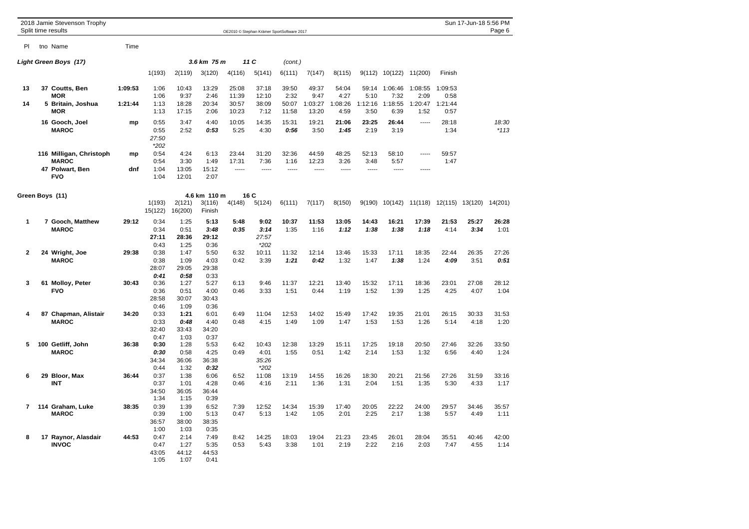## Light Green Boys (17) — 3.6 km 75 m — 11 C (cont.)

| Pl | tno | Name | Time | 1(193) | 2(119) | 3(120) | 4(116) | 5(141) | 6(111) | 7(147) | 8(115) | 9(112) | 10(122) | 11(200) | Finish | |
|---|---|---|---|---|---|---|---|---|---|---|---|---|---|---|---|---|
| 13 | 37 | Coutts, Ben | 1:09:53 | 1:06 | 10:43 | 13:29 | 25:08 | 37:18 | 39:50 | 49:37 | 54:04 | 59:14 | 1:06:46 | 1:08:55 | 1:09:53 | |
| | | MOR | | 1:06 | 9:37 | 2:46 | 11:39 | 12:10 | 2:32 | 9:47 | 4:27 | 5:10 | 7:32 | 2:09 | 0:58 | |
| 14 | 5 | Britain, Joshua | 1:21:44 | 1:13 | 18:28 | 20:34 | 30:57 | 38:09 | 50:07 | 1:03:27 | 1:08:26 | 1:12:16 | 1:18:55 | 1:20:47 | 1:21:44 | |
| | | MOR | | 1:13 | 17:15 | 2:06 | 10:23 | 7:12 | 11:58 | 13:20 | 4:59 | 3:50 | 6:39 | 1:52 | 0:57 | |
| | 16 | Gooch, Joel | mp | 0:55 | 3:47 | 4:40 | 10:05 | 14:35 | 15:31 | 19:21 | **21:06** | **23:25** | **26:44** | ----- | 28:18 | *18:30* |
| | | MAROC | | 0:55 | 2:52 | ***0:53*** | 5:25 | 4:30 | ***0:56*** | 3:50 | ***1:45*** | 2:19 | 3:19 | | 1:34 | *\*113* |
| | | | | *27:50* | | | | | | | | | | | | |
| | | | | *\*202* | | | | | | | | | | | | |
| | 116 | Milligan, Christoph | mp | 0:54 | 4:24 | 6:13 | 23:44 | 31:20 | 32:36 | 44:59 | 48:25 | 52:13 | 58:10 | ----- | 59:57 | |
| | | MAROC | | 0:54 | 3:30 | 1:49 | 17:31 | 7:36 | 1:16 | 12:23 | 3:26 | 3:48 | 5:57 | | 1:47 | |
| | 47 | Polwart, Ben | dnf | 1:04 | 13:05 | 15:12 | ----- | ----- | ----- | ----- | ----- | ----- | ----- | ----- | | |
| | | FVO | | 1:04 | 12:01 | 2:07 | | | | | | | | | | |

## Green Boys (11) — 4.6 km 110 m — 16 C

| Pl | tno | Name | Time | 1(193) | 2(121) | 3(116) | 4(148) | 5(124) | 6(111) | 7(117) | 8(150) | 9(190) | 10(142) | 11(118) | 12(115) | 13(120) | 14(201) |
|---|---|---|---|---|---|---|---|---|---|---|---|---|---|---|---|---|---|
| | | | | 15(122) | 16(200) | Finish | | | | | | | | | | | |
| 1 | 7 | Gooch, Matthew | 29:12 | 0:34 | 1:25 | **5:13** | **5:48** | **9:02** | 10:37 | 11:53 | 13:05 | 14:43 | 16:21 | 17:39 | 21:53 | 25:27 | 26:28 |
| | | MAROC | | 0:34 | 0:51 | ***3:48*** | ***0:35*** | ***3:14*** | 1:35 | 1:16 | ***1:12*** | ***1:38*** | ***1:38*** | ***1:18*** | 4:14 | ***3:34*** | 1:01 |
| | | | | **27:11** | **28:36** | **29:12** | | *27:57* | | | | | | | | | |
| | | | | 0:43 | 1:25 | 0:36 | | *\*202* | | | | | | | | | |
| 2 | 24 | Wright, Joe | 29:38 | 0:38 | 1:47 | 5:50 | 6:32 | 10:11 | 11:32 | 12:14 | 13:46 | 15:33 | 17:11 | 18:35 | 22:44 | 26:35 | 27:26 |
| | | MAROC | | 0:38 | 1:09 | 4:03 | 0:42 | 3:39 | ***1:21*** | ***0:42*** | 1:32 | 1:47 | ***1:38*** | 1:24 | ***4:09*** | 3:51 | ***0:51*** |
| | | | | 28:07 | 29:05 | 29:38 | | | | | | | | | | | |
| | | | | ***0:41*** | ***0:58*** | 0:33 | | | | | | | | | | | |
| 3 | 61 | Molloy, Peter | 30:43 | 0:36 | 1:27 | 5:27 | 6:13 | 9:46 | 11:37 | 12:21 | 13:40 | 15:32 | 17:11 | 18:36 | 23:01 | 27:08 | 28:12 |
| | | FVO | | 0:36 | 0:51 | 4:00 | 0:46 | 3:33 | 1:51 | 0:44 | 1:19 | 1:52 | 1:39 | 1:25 | 4:25 | 4:07 | 1:04 |
| | | | | 28:58 | 30:07 | 30:43 | | | | | | | | | | | |
| | | | | 0:46 | 1:09 | 0:36 | | | | | | | | | | | |
| 4 | 87 | Chapman, Alistair | 34:20 | 0:33 | **1:21** | 6:01 | 6:49 | 11:04 | 12:53 | 14:02 | 15:49 | 17:42 | 19:35 | 21:01 | 26:15 | 30:33 | 31:53 |
| | | MAROC | | 0:33 | ***0:48*** | 4:40 | 0:48 | 4:15 | 1:49 | 1:09 | 1:47 | 1:53 | 1:53 | 1:26 | 5:14 | 4:18 | 1:20 |
| | | | | 32:40 | 33:43 | 34:20 | | | | | | | | | | | |
| | | | | 0:47 | 1:03 | 0:37 | | | | | | | | | | | |
| 5 | 100 | Getliff, John | 36:38 | **0:30** | 1:28 | 5:53 | 6:42 | 10:43 | 12:38 | 13:29 | 15:11 | 17:25 | 19:18 | 20:50 | 27:46 | 32:26 | 33:50 |
| | | MAROC | | ***0:30*** | 0:58 | 4:25 | 0:49 | 4:01 | 1:55 | 0:51 | 1:42 | 2:14 | 1:53 | 1:32 | 6:56 | 4:40 | 1:24 |
| | | | | 34:34 | 36:06 | 36:38 | | *35:26* | | | | | | | | | |
| | | | | 0:44 | 1:32 | ***0:32*** | | *\*202* | | | | | | | | | |
| 6 | 29 | Bloor, Max | 36:44 | 0:37 | 1:38 | 6:06 | 6:52 | 11:08 | 13:19 | 14:55 | 16:26 | 18:30 | 20:21 | 21:56 | 27:26 | 31:59 | 33:16 |
| | | INT | | 0:37 | 1:01 | 4:28 | 0:46 | 4:16 | 2:11 | 1:36 | 1:31 | 2:04 | 1:51 | 1:35 | 5:30 | 4:33 | 1:17 |
| | | | | 34:50 | 36:05 | 36:44 | | | | | | | | | | | |
| | | | | 1:34 | 1:15 | 0:39 | | | | | | | | | | | |
| 7 | 114 | Graham, Luke | 38:35 | 0:39 | 1:39 | 6:52 | 7:39 | 12:52 | 14:34 | 15:39 | 17:40 | 20:05 | 22:22 | 24:00 | 29:57 | 34:46 | 35:57 |
| | | MAROC | | 0:39 | 1:00 | 5:13 | 0:47 | 5:13 | 1:42 | 1:05 | 2:01 | 2:25 | 2:17 | 1:38 | 5:57 | 4:49 | 1:11 |
| | | | | 36:57 | 38:00 | 38:35 | | | | | | | | | | | |
| | | | | 1:00 | 1:03 | 0:35 | | | | | | | | | | | |
| 8 | 17 | Raynor, Alasdair | 44:53 | 0:47 | 2:14 | 7:49 | 8:42 | 14:25 | 18:03 | 19:04 | 21:23 | 23:45 | 26:01 | 28:04 | 35:51 | 40:46 | 42:00 |
| | | INVOC | | 0:47 | 1:27 | 5:35 | 0:53 | 5:43 | 3:38 | 1:01 | 2:19 | 2:22 | 2:16 | 2:03 | 7:47 | 4:55 | 1:14 |
| | | | | 43:05 | 44:12 | 44:53 | | | | | | | | | | | |
| | | | | 1:05 | 1:07 | 0:41 | | | | | | | | | | | |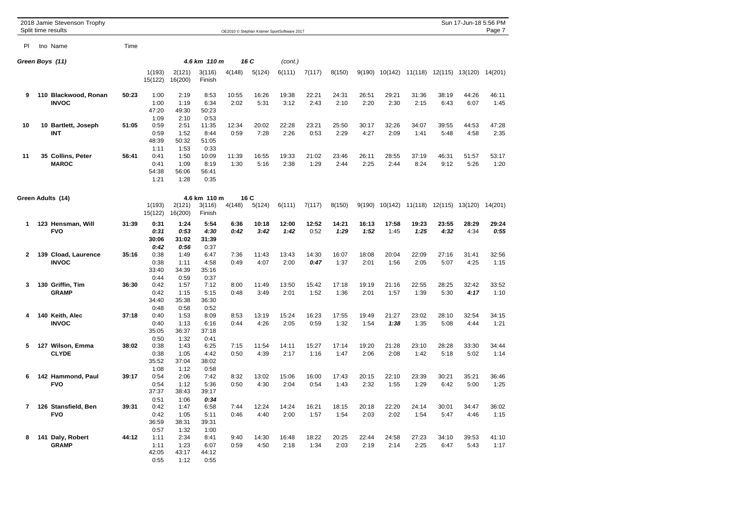2018 Jamie Stevenson Trophy
Split time results

OE2010 © Stephan Krämer SportSoftware 2017

## Green Boys (11) — 4.6 km 110 m, 16 C (cont.)

| Pl | tno | Name | Time | 1(193) | 2(121) | 3(116) | 4(148) | 5(124) | 6(111) | 7(117) | 8(150) | 9(190) | 10(142) | 11(118) | 12(115) | 13(120) | 14(201) | 15(122) | 16(200) | Finish |
|---|---|---|---|---|---|---|---|---|---|---|---|---|---|---|---|---|---|---|---|---|
| 9 | 110 | **Blackwood, Ronan** | **50:23** | 1:00 | 2:19 | 8:53 | 10:55 | 16:26 | 19:38 | 22:21 | 24:31 | 26:51 | 29:21 | 31:36 | 38:19 | 44:26 | 46:11 | 47:20 | 49:30 | 50:23 |
| | | **INVOC** | | 1:00 | 1:19 | 6:34 | 2:02 | 5:31 | 3:12 | 2:43 | 2:10 | 2:20 | 2:30 | 2:15 | 6:43 | 6:07 | 1:45 | 1:09 | 2:10 | 0:53 |
| 10 | 10 | **Bartlett, Joseph** | **51:05** | 0:59 | 2:51 | 11:35 | 12:34 | 20:02 | 22:28 | 23:21 | 25:50 | 30:17 | 32:26 | 34:07 | 39:55 | 44:53 | 47:28 | 48:39 | 50:32 | 51:05 |
| | | **INT** | | 0:59 | 1:52 | 8:44 | 0:59 | 7:28 | 2:26 | 0:53 | 2:29 | 4:27 | 2:09 | 1:41 | 5:48 | 4:58 | 2:35 | 1:11 | 1:53 | 0:33 |
| 11 | 35 | **Collins, Peter** | **56:41** | 0:41 | 1:50 | 10:09 | 11:39 | 16:55 | 19:33 | 21:02 | 23:46 | 26:11 | 28:55 | 37:19 | 46:31 | 51:57 | 53:17 | 54:38 | 56:06 | 56:41 |
| | | **MAROC** | | 0:41 | 1:09 | 8:19 | 1:30 | 5:16 | 2:38 | 1:29 | 2:44 | 2:25 | 2:44 | 8:24 | 9:12 | 5:26 | 1:20 | 1:21 | 1:28 | 0:35 |

## Green Adults (14) — 4.6 km 110 m, 16 C

| Pl | tno | Name | Time | 1(193) | 2(121) | 3(116) | 4(148) | 5(124) | 6(111) | 7(117) | 8(150) | 9(190) | 10(142) | 11(118) | 12(115) | 13(120) | 14(201) | 15(122) | 16(200) | Finish |
|---|---|---|---|---|---|---|---|---|---|---|---|---|---|---|---|---|---|---|---|---|
| 1 | 123 | **Hensman, Will** | **31:39** | **0:31** | **1:24** | **5:54** | **6:36** | **10:18** | **12:00** | **12:52** | **14:21** | **16:13** | **17:58** | **19:23** | **23:55** | **28:29** | **29:24** | **30:06** | **31:02** | **31:39** |
| | | **FVO** | | ***0:31*** | ***0:53*** | ***4:30*** | ***0:42*** | ***3:42*** | ***1:42*** | 0:52 | ***1:29*** | ***1:52*** | 1:45 | ***1:25*** | ***4:32*** | 4:34 | ***0:55*** | ***0:42*** | ***0:56*** | 0:37 |
| 2 | 139 | **Cload, Laurence** | **35:16** | 0:38 | 1:49 | 6:47 | 7:36 | 11:43 | 13:43 | 14:30 | 16:07 | 18:08 | 20:04 | 22:09 | 27:16 | 31:41 | 32:56 | 33:40 | 34:39 | 35:16 |
| | | **INVOC** | | 0:38 | 1:11 | 4:58 | 0:49 | 4:07 | 2:00 | ***0:47*** | 1:37 | 2:01 | 1:56 | 2:05 | 5:07 | 4:25 | 1:15 | 0:44 | 0:59 | 0:37 |
| 3 | 130 | **Griffin, Tim** | **36:30** | 0:42 | 1:57 | 7:12 | 8:00 | 11:49 | 13:50 | 15:42 | 17:18 | 19:19 | 21:16 | 22:55 | 28:25 | 32:42 | 33:52 | 34:40 | 35:38 | 36:30 |
| | | **GRAMP** | | 0:42 | 1:15 | 5:15 | 0:48 | 3:49 | 2:01 | 1:52 | 1:36 | 2:01 | 1:57 | 1:39 | 5:30 | ***4:17*** | 1:10 | 0:48 | 0:58 | 0:52 |
| 4 | 140 | **Keith, Alec** | **37:18** | 0:40 | 1:53 | 8:09 | 8:53 | 13:19 | 15:24 | 16:23 | 17:55 | 19:49 | 21:27 | 23:02 | 28:10 | 32:54 | 34:15 | 35:05 | 36:37 | 37:18 |
| | | **INVOC** | | 0:40 | 1:13 | 6:16 | 0:44 | 4:26 | 2:05 | 0:59 | 1:32 | 1:54 | ***1:38*** | 1:35 | 5:08 | 4:44 | 1:21 | 0:50 | 1:32 | 0:41 |
| 5 | 127 | **Wilson, Emma** | **38:02** | 0:38 | 1:43 | 6:25 | 7:15 | 11:54 | 14:11 | 15:27 | 17:14 | 19:20 | 21:28 | 23:10 | 28:28 | 33:30 | 34:44 | 35:52 | 37:04 | 38:02 |
| | | **CLYDE** | | 0:38 | 1:05 | 4:42 | 0:50 | 4:39 | 2:17 | 1:16 | 1:47 | 2:06 | 2:08 | 1:42 | 5:18 | 5:02 | 1:14 | 1:08 | 1:12 | 0:58 |
| 6 | 142 | **Hammond, Paul** | **39:17** | 0:54 | 2:06 | 7:42 | 8:32 | 13:02 | 15:06 | 16:00 | 17:43 | 20:15 | 22:10 | 23:39 | 30:21 | 35:21 | 36:46 | 37:37 | 38:43 | 39:17 |
| | | **FVO** | | 0:54 | 1:12 | 5:36 | 0:50 | 4:30 | 2:04 | 0:54 | 1:43 | 2:32 | 1:55 | 1:29 | 6:42 | 5:00 | 1:25 | 0:51 | 1:06 | ***0:34*** |
| 7 | 126 | **Stansfield, Ben** | **39:31** | 0:42 | 1:47 | 6:58 | 7:44 | 12:24 | 14:24 | 16:21 | 18:15 | 20:18 | 22:20 | 24:14 | 30:01 | 34:47 | 36:02 | 36:59 | 38:31 | 39:31 |
| | | **FVO** | | 0:42 | 1:05 | 5:11 | 0:46 | 4:40 | 2:00 | 1:57 | 1:54 | 2:03 | 2:02 | 1:54 | 5:47 | 4:46 | 1:15 | 0:57 | 1:32 | 1:00 |
| 8 | 141 | **Daly, Robert** | **44:12** | 1:11 | 2:34 | 8:41 | 9:40 | 14:30 | 16:48 | 18:22 | 20:25 | 22:44 | 24:58 | 27:23 | 34:10 | 39:53 | 41:10 | 42:05 | 43:17 | 44:12 |
| | | **GRAMP** | | 1:11 | 1:23 | 6:07 | 0:59 | 4:50 | 2:18 | 1:34 | 2:03 | 2:19 | 2:14 | 2:25 | 6:47 | 5:43 | 1:17 | 0:55 | 1:12 | 0:55 |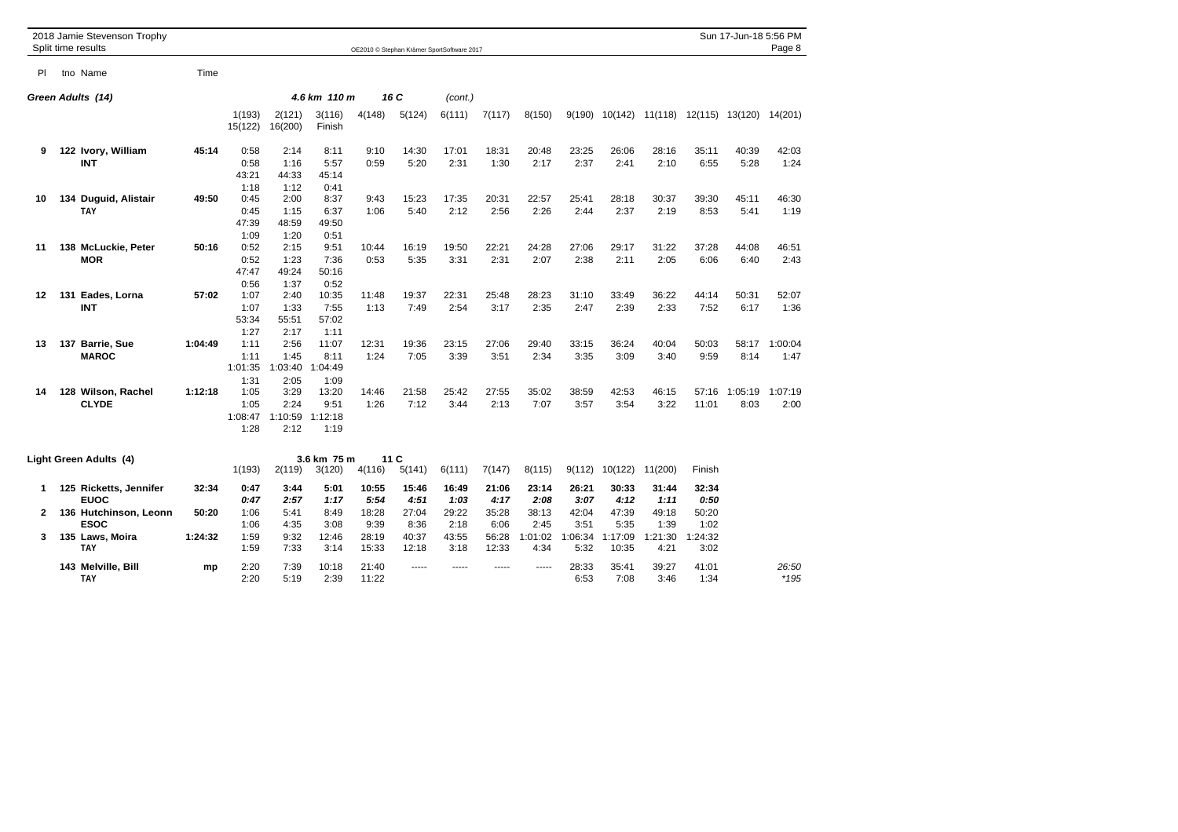## Green Adults (14) — 4.6 km 110 m — 16 C (cont.)

| Pl | tno | Name | Time | 1(193) 15(122) | 2(121) 16(200) | 3(116) Finish | 4(148) | 5(124) | 6(111) | 7(117) | 8(150) | 9(190) | 10(142) | 11(118) | 12(115) | 13(120) | 14(201) |
|---|---|---|---|---|---|---|---|---|---|---|---|---|---|---|---|---|---|
| 9 | 122 | Ivory, William | 45:14 | 0:58 | 2:14 | 8:11 | 9:10 | 14:30 | 17:01 | 18:31 | 20:48 | 23:25 | 26:06 | 28:16 | 35:11 | 40:39 | 42:03 |
| | | **INT** | | 0:58 | 1:16 | 5:57 | 0:59 | 5:20 | 2:31 | 1:30 | 2:17 | 2:37 | 2:41 | 2:10 | 6:55 | 5:28 | 1:24 |
| | | | | 43:21 | 44:33 | 45:14 | | | | | | | | | | | |
| | | | | 1:18 | 1:12 | 0:41 | | | | | | | | | | | |
| 10 | 134 | Duguid, Alistair | 49:50 | 0:45 | 2:00 | 8:37 | 9:43 | 15:23 | 17:35 | 20:31 | 22:57 | 25:41 | 28:18 | 30:37 | 39:30 | 45:11 | 46:30 |
| | | **TAY** | | 0:45 | 1:15 | 6:37 | 1:06 | 5:40 | 2:12 | 2:56 | 2:26 | 2:44 | 2:37 | 2:19 | 8:53 | 5:41 | 1:19 |
| | | | | 47:39 | 48:59 | 49:50 | | | | | | | | | | | |
| | | | | 1:09 | 1:20 | 0:51 | | | | | | | | | | | |
| 11 | 138 | McLuckie, Peter | 50:16 | 0:52 | 2:15 | 9:51 | 10:44 | 16:19 | 19:50 | 22:21 | 24:28 | 27:06 | 29:17 | 31:22 | 37:28 | 44:08 | 46:51 |
| | | **MOR** | | 0:52 | 1:23 | 7:36 | 0:53 | 5:35 | 3:31 | 2:31 | 2:07 | 2:38 | 2:11 | 2:05 | 6:06 | 6:40 | 2:43 |
| | | | | 47:47 | 49:24 | 50:16 | | | | | | | | | | | |
| | | | | 0:56 | 1:37 | 0:52 | | | | | | | | | | | |
| 12 | 131 | Eades, Lorna | 57:02 | 1:07 | 2:40 | 10:35 | 11:48 | 19:37 | 22:31 | 25:48 | 28:23 | 31:10 | 33:49 | 36:22 | 44:14 | 50:31 | 52:07 |
| | | **INT** | | 1:07 | 1:33 | 7:55 | 1:13 | 7:49 | 2:54 | 3:17 | 2:35 | 2:47 | 2:39 | 2:33 | 7:52 | 6:17 | 1:36 |
| | | | | 53:34 | 55:51 | 57:02 | | | | | | | | | | | |
| | | | | 1:27 | 2:17 | 1:11 | | | | | | | | | | | |
| 13 | 137 | Barrie, Sue | 1:04:49 | 1:11 | 2:56 | 11:07 | 12:31 | 19:36 | 23:15 | 27:06 | 29:40 | 33:15 | 36:24 | 40:04 | 50:03 | 58:17 | 1:00:04 |
| | | **MAROC** | | 1:11 | 1:45 | 8:11 | 1:24 | 7:05 | 3:39 | 3:51 | 2:34 | 3:35 | 3:09 | 3:40 | 9:59 | 8:14 | 1:47 |
| | | | | 1:01:35 | 1:03:40 | 1:04:49 | | | | | | | | | | | |
| | | | | 1:31 | 2:05 | 1:09 | | | | | | | | | | | |
| 14 | 128 | Wilson, Rachel | 1:12:18 | 1:05 | 3:29 | 13:20 | 14:46 | 21:58 | 25:42 | 27:55 | 35:02 | 38:59 | 42:53 | 46:15 | 57:16 | 1:05:19 | 1:07:19 |
| | | **CLYDE** | | 1:05 | 2:24 | 9:51 | 1:26 | 7:12 | 3:44 | 2:13 | 7:07 | 3:57 | 3:54 | 3:22 | 11:01 | 8:03 | 2:00 |
| | | | | 1:08:47 | 1:10:59 | 1:12:18 | | | | | | | | | | | |
| | | | | 1:28 | 2:12 | 1:19 | | | | | | | | | | | |

## Light Green Adults (4) — 3.6 km 75 m — 11 C

| Pl | tno | Name | Time | 1(193) | 2(119) | 3(120) | 4(116) | 5(141) | 6(111) | 7(147) | 8(115) | 9(112) | 10(122) | 11(200) | Finish | |
|---|---|---|---|---|---|---|---|---|---|---|---|---|---|---|---|---|
| 1 | 125 | Ricketts, Jennifer | 32:34 | **0:47** | **3:44** | **5:01** | **10:55** | **15:46** | **16:49** | **21:06** | **23:14** | **26:21** | **30:33** | **31:44** | **32:34** | |
| | | **EUOC** | | ***0:47*** | ***2:57*** | ***1:17*** | ***5:54*** | ***4:51*** | ***1:03*** | ***4:17*** | ***2:08*** | ***3:07*** | ***4:12*** | ***1:11*** | ***0:50*** | |
| 2 | 136 | Hutchinson, Leonn | 50:20 | 1:06 | 5:41 | 8:49 | 18:28 | 27:04 | 29:22 | 35:28 | 38:13 | 42:04 | 47:39 | 49:18 | 50:20 | |
| | | **ESOC** | | 1:06 | 4:35 | 3:08 | 9:39 | 8:36 | 2:18 | 6:06 | 2:45 | 3:51 | 5:35 | 1:39 | 1:02 | |
| 3 | 135 | Laws, Moira | 1:24:32 | 1:59 | 9:32 | 12:46 | 28:19 | 40:37 | 43:55 | 56:28 | 1:01:02 | 1:06:34 | 1:17:09 | 1:21:30 | 1:24:32 | |
| | | **TAY** | | 1:59 | 7:33 | 3:14 | 15:33 | 12:18 | 3:18 | 12:33 | 4:34 | 5:32 | 10:35 | 4:21 | 3:02 | |
| | 143 | Melville, Bill | mp | 2:20 | 7:39 | 10:18 | 21:40 | ----- | ----- | ----- | ----- | 28:33 | 35:41 | 39:27 | 41:01 | *26:50* |
| | | **TAY** | | 2:20 | 5:19 | 2:39 | 11:22 | | | | | 6:53 | 7:08 | 3:46 | 1:34 | *\*195* |